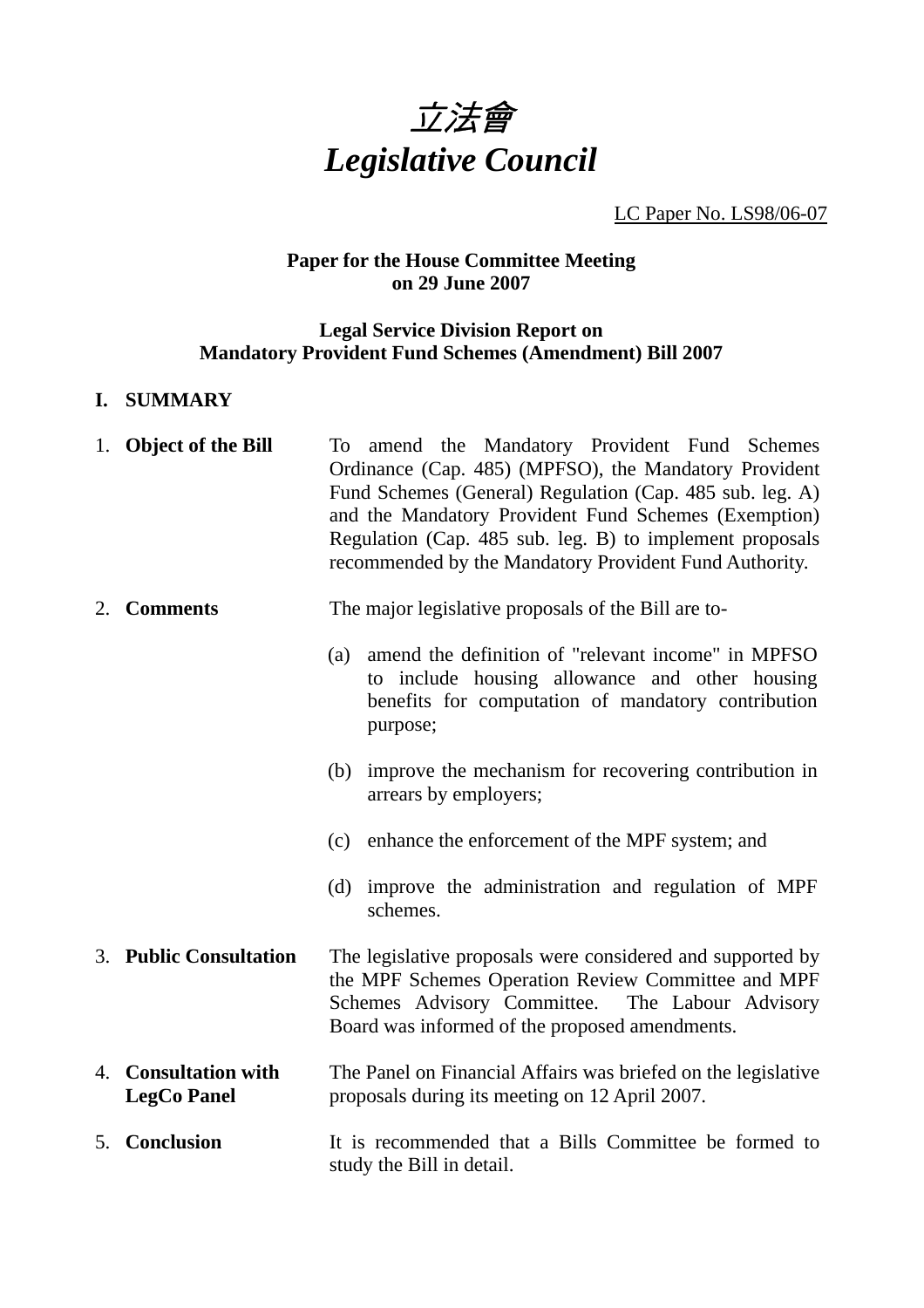# *立法會*
# *Legislative Council*

LC Paper No. LS98/06-07

**Paper for the House Committee Meeting on 29 June 2007**

**Legal Service Division Report on Mandatory Provident Fund Schemes (Amendment) Bill 2007**

## I. SUMMARY

1. **Object of the Bill** To amend the Mandatory Provident Fund Schemes Ordinance (Cap. 485) (MPFSO), the Mandatory Provident Fund Schemes (General) Regulation (Cap. 485 sub. leg. A) and the Mandatory Provident Fund Schemes (Exemption) Regulation (Cap. 485 sub. leg. B) to implement proposals recommended by the Mandatory Provident Fund Authority.

2. **Comments** The major legislative proposals of the Bill are to-

   (a) amend the definition of "relevant income" in MPFSO to include housing allowance and other housing benefits for computation of mandatory contribution purpose;

   (b) improve the mechanism for recovering contribution in arrears by employers;

   (c) enhance the enforcement of the MPF system; and

   (d) improve the administration and regulation of MPF schemes.

3. **Public Consultation** The legislative proposals were considered and supported by the MPF Schemes Operation Review Committee and MPF Schemes Advisory Committee. The Labour Advisory Board was informed of the proposed amendments.

4. **Consultation with LegCo Panel** The Panel on Financial Affairs was briefed on the legislative proposals during its meeting on 12 April 2007.

5. **Conclusion** It is recommended that a Bills Committee be formed to study the Bill in detail.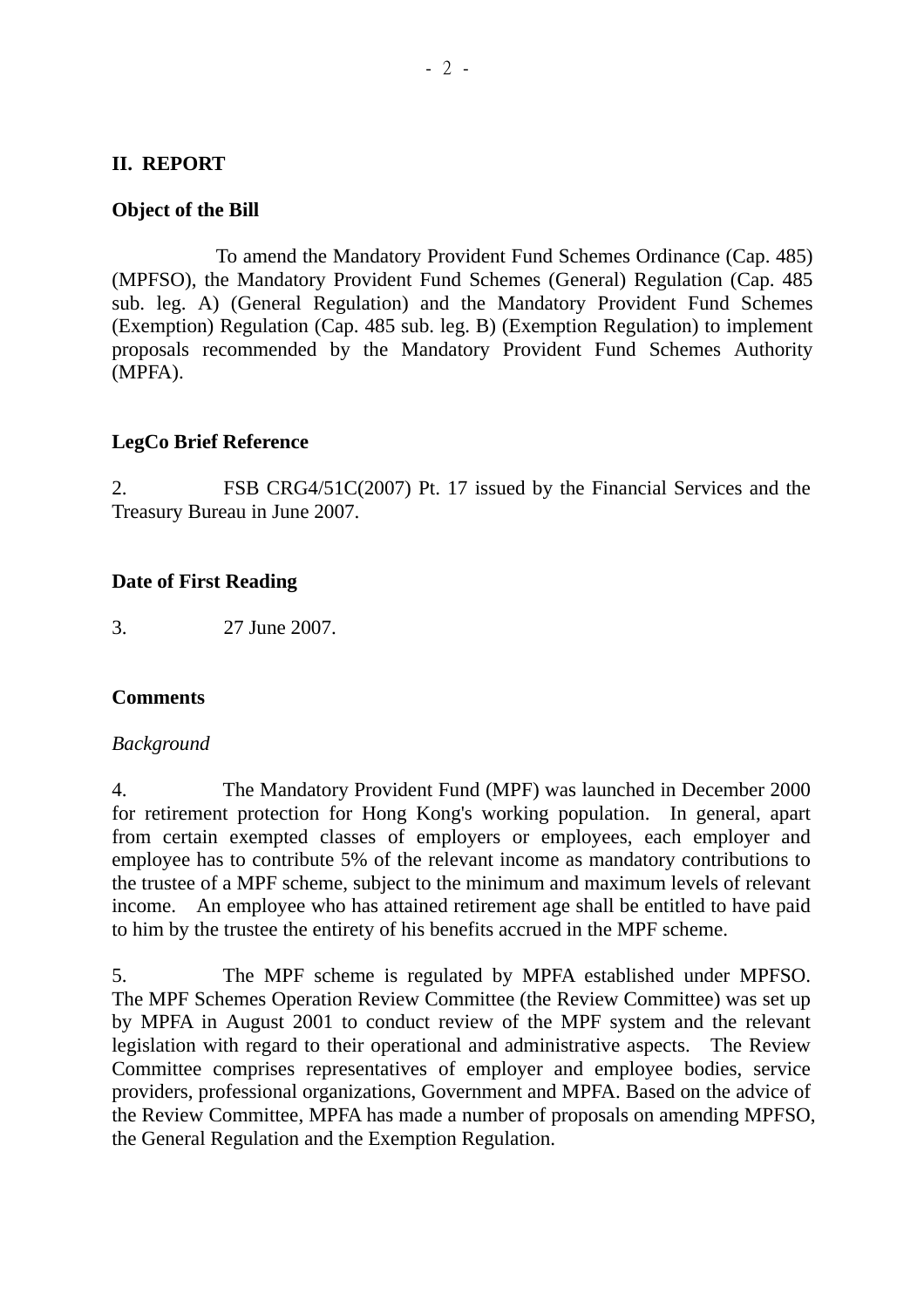## II. REPORT

### Object of the Bill

To amend the Mandatory Provident Fund Schemes Ordinance (Cap. 485) (MPFSO), the Mandatory Provident Fund Schemes (General) Regulation (Cap. 485 sub. leg. A) (General Regulation) and the Mandatory Provident Fund Schemes (Exemption) Regulation (Cap. 485 sub. leg. B) (Exemption Regulation) to implement proposals recommended by the Mandatory Provident Fund Schemes Authority (MPFA).

### LegCo Brief Reference

2. FSB CRG4/51C(2007) Pt. 17 issued by the Financial Services and the Treasury Bureau in June 2007.

### Date of First Reading

3. 27 June 2007.

### Comments

*Background*

4. The Mandatory Provident Fund (MPF) was launched in December 2000 for retirement protection for Hong Kong's working population. In general, apart from certain exempted classes of employers or employees, each employer and employee has to contribute 5% of the relevant income as mandatory contributions to the trustee of a MPF scheme, subject to the minimum and maximum levels of relevant income. An employee who has attained retirement age shall be entitled to have paid to him by the trustee the entirety of his benefits accrued in the MPF scheme.

5. The MPF scheme is regulated by MPFA established under MPFSO. The MPF Schemes Operation Review Committee (the Review Committee) was set up by MPFA in August 2001 to conduct review of the MPF system and the relevant legislation with regard to their operational and administrative aspects. The Review Committee comprises representatives of employer and employee bodies, service providers, professional organizations, Government and MPFA. Based on the advice of the Review Committee, MPFA has made a number of proposals on amending MPFSO, the General Regulation and the Exemption Regulation.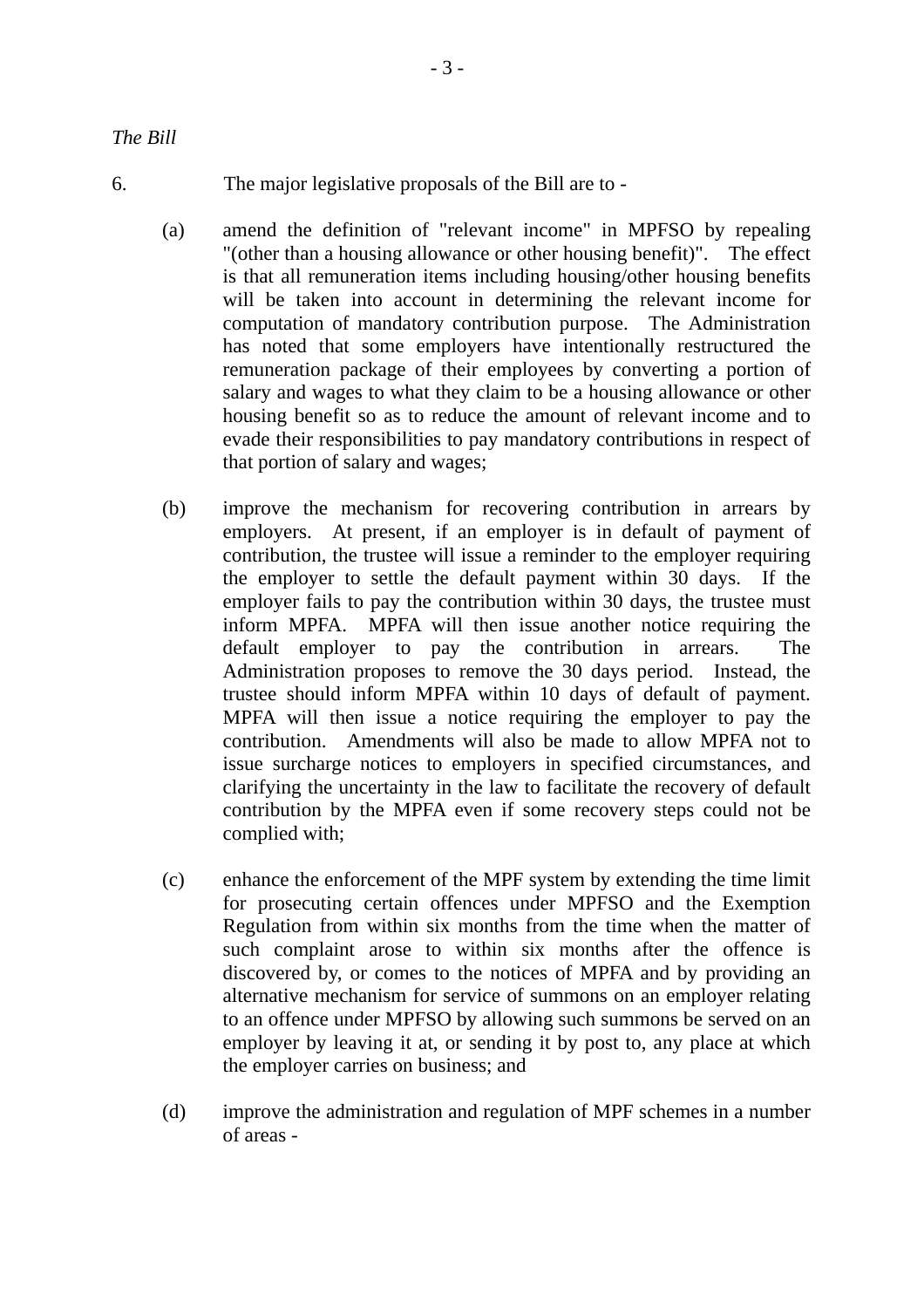*The Bill*

6. The major legislative proposals of the Bill are to -

(a) amend the definition of "relevant income" in MPFSO by repealing "(other than a housing allowance or other housing benefit)". The effect is that all remuneration items including housing/other housing benefits will be taken into account in determining the relevant income for computation of mandatory contribution purpose. The Administration has noted that some employers have intentionally restructured the remuneration package of their employees by converting a portion of salary and wages to what they claim to be a housing allowance or other housing benefit so as to reduce the amount of relevant income and to evade their responsibilities to pay mandatory contributions in respect of that portion of salary and wages;

(b) improve the mechanism for recovering contribution in arrears by employers. At present, if an employer is in default of payment of contribution, the trustee will issue a reminder to the employer requiring the employer to settle the default payment within 30 days. If the employer fails to pay the contribution within 30 days, the trustee must inform MPFA. MPFA will then issue another notice requiring the default employer to pay the contribution in arrears. The Administration proposes to remove the 30 days period. Instead, the trustee should inform MPFA within 10 days of default of payment. MPFA will then issue a notice requiring the employer to pay the contribution. Amendments will also be made to allow MPFA not to issue surcharge notices to employers in specified circumstances, and clarifying the uncertainty in the law to facilitate the recovery of default contribution by the MPFA even if some recovery steps could not be complied with;

(c) enhance the enforcement of the MPF system by extending the time limit for prosecuting certain offences under MPFSO and the Exemption Regulation from within six months from the time when the matter of such complaint arose to within six months after the offence is discovered by, or comes to the notices of MPFA and by providing an alternative mechanism for service of summons on an employer relating to an offence under MPFSO by allowing such summons be served on an employer by leaving it at, or sending it by post to, any place at which the employer carries on business; and

(d) improve the administration and regulation of MPF schemes in a number of areas -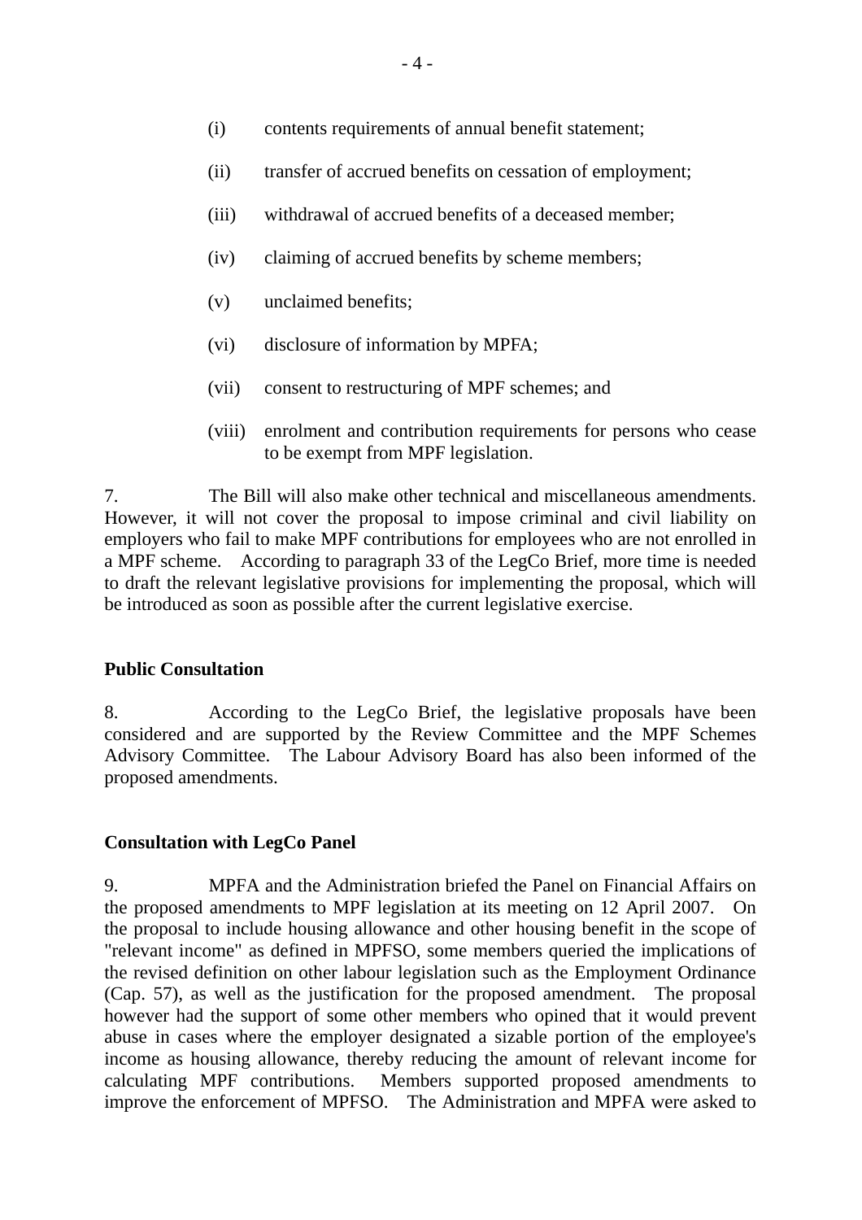(i) contents requirements of annual benefit statement;

(ii) transfer of accrued benefits on cessation of employment;

(iii) withdrawal of accrued benefits of a deceased member;

(iv) claiming of accrued benefits by scheme members;

(v) unclaimed benefits;

(vi) disclosure of information by MPFA;

(vii) consent to restructuring of MPF schemes; and

(viii) enrolment and contribution requirements for persons who cease to be exempt from MPF legislation.

7. The Bill will also make other technical and miscellaneous amendments. However, it will not cover the proposal to impose criminal and civil liability on employers who fail to make MPF contributions for employees who are not enrolled in a MPF scheme. According to paragraph 33 of the LegCo Brief, more time is needed to draft the relevant legislative provisions for implementing the proposal, which will be introduced as soon as possible after the current legislative exercise.

**Public Consultation**

8. According to the LegCo Brief, the legislative proposals have been considered and are supported by the Review Committee and the MPF Schemes Advisory Committee. The Labour Advisory Board has also been informed of the proposed amendments.

**Consultation with LegCo Panel**

9. MPFA and the Administration briefed the Panel on Financial Affairs on the proposed amendments to MPF legislation at its meeting on 12 April 2007. On the proposal to include housing allowance and other housing benefit in the scope of "relevant income" as defined in MPFSO, some members queried the implications of the revised definition on other labour legislation such as the Employment Ordinance (Cap. 57), as well as the justification for the proposed amendment. The proposal however had the support of some other members who opined that it would prevent abuse in cases where the employer designated a sizable portion of the employee's income as housing allowance, thereby reducing the amount of relevant income for calculating MPF contributions. Members supported proposed amendments to improve the enforcement of MPFSO. The Administration and MPFA were asked to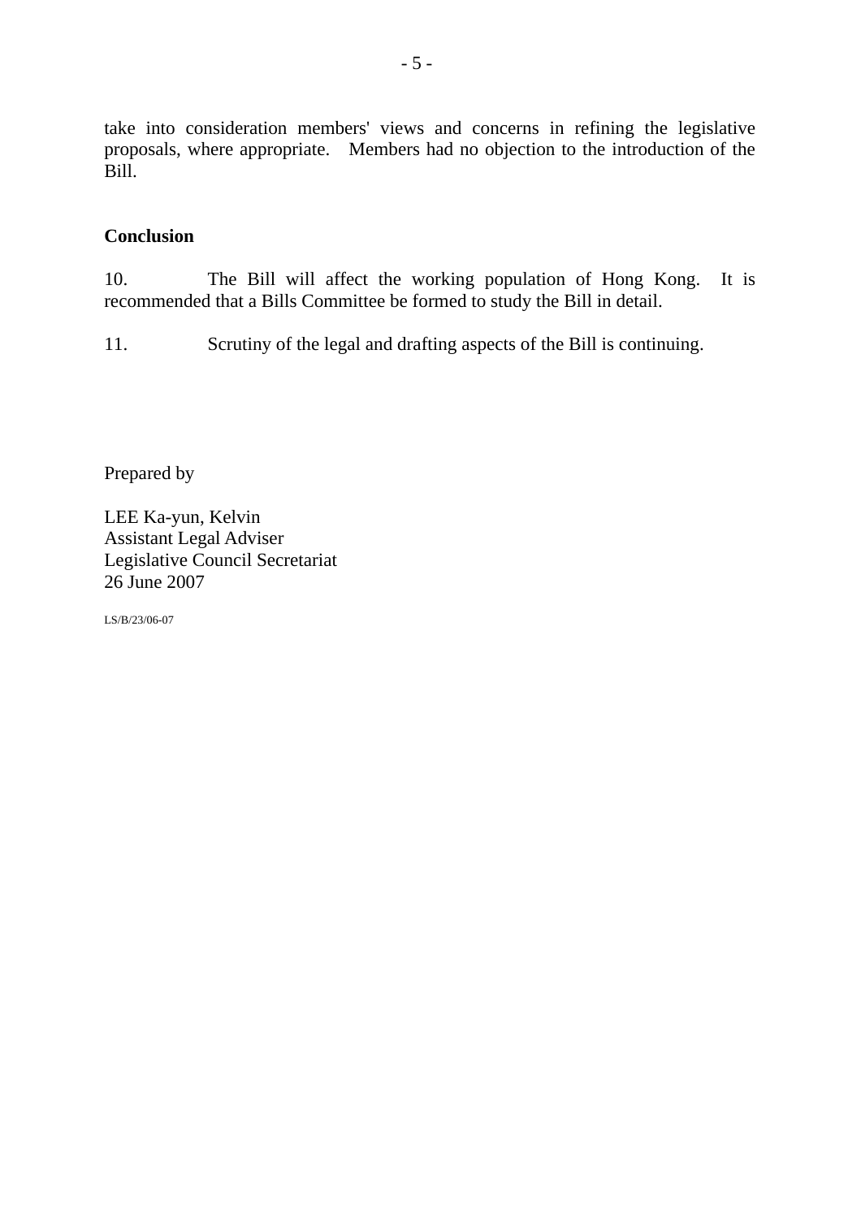take into consideration members' views and concerns in refining the legislative proposals, where appropriate. Members had no objection to the introduction of the Bill.

**Conclusion**

10. The Bill will affect the working population of Hong Kong. It is recommended that a Bills Committee be formed to study the Bill in detail.

11. Scrutiny of the legal and drafting aspects of the Bill is continuing.

Prepared by

LEE Ka-yun, Kelvin
Assistant Legal Adviser
Legislative Council Secretariat
26 June 2007

LS/B/23/06-07